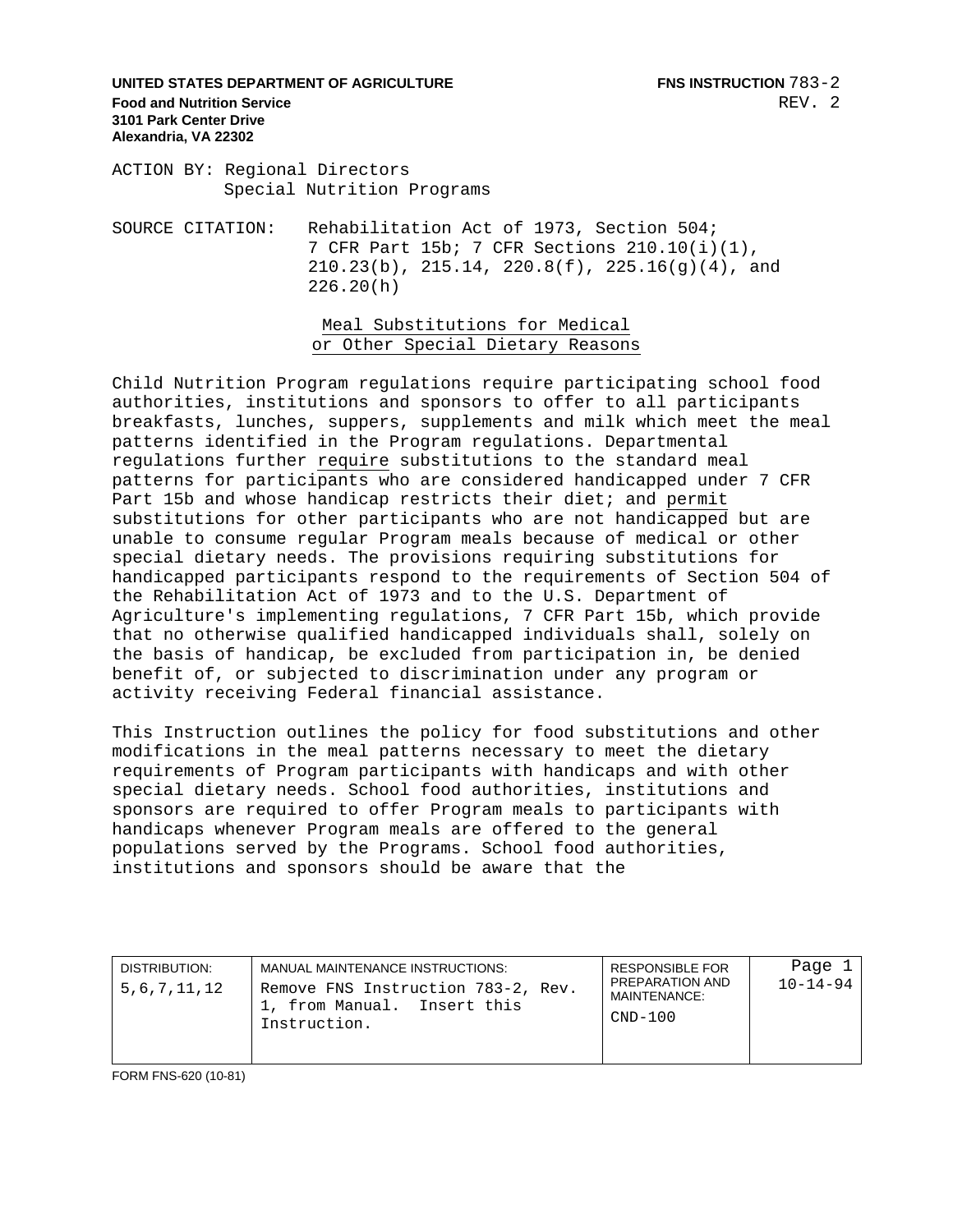**UNITED STATES DEPARTMENT OF AGRICULTURE**
**Food and Nutrition Service**
**3101 Park Center Drive**
**Alexandria, VA 22302**

**FNS INSTRUCTION** 783-2
REV. 2

ACTION BY: Regional Directors
Special Nutrition Programs

SOURCE CITATION: Rehabilitation Act of 1973, Section 504; 7 CFR Part 15b; 7 CFR Sections 210.10(i)(1), 210.23(b), 215.14, 220.8(f), 225.16(g)(4), and 226.20(h)

## Meal Substitutions for Medical or Other Special Dietary Reasons

Child Nutrition Program regulations require participating school food authorities, institutions and sponsors to offer to all participants breakfasts, lunches, suppers, supplements and milk which meet the meal patterns identified in the Program regulations. Departmental regulations further require substitutions to the standard meal patterns for participants who are considered handicapped under 7 CFR Part 15b and whose handicap restricts their diet; and permit substitutions for other participants who are not handicapped but are unable to consume regular Program meals because of medical or other special dietary needs. The provisions requiring substitutions for handicapped participants respond to the requirements of Section 504 of the Rehabilitation Act of 1973 and to the U.S. Department of Agriculture's implementing regulations, 7 CFR Part 15b, which provide that no otherwise qualified handicapped individuals shall, solely on the basis of handicap, be excluded from participation in, be denied benefit of, or subjected to discrimination under any program or activity receiving Federal financial assistance.

This Instruction outlines the policy for food substitutions and other modifications in the meal patterns necessary to meet the dietary requirements of Program participants with handicaps and with other special dietary needs. School food authorities, institutions and sponsors are required to offer Program meals to participants with handicaps whenever Program meals are offered to the general populations served by the Programs. School food authorities, institutions and sponsors should be aware that the

| DISTRIBUTION: | MANUAL MAINTENANCE INSTRUCTIONS: | RESPONSIBLE FOR PREPARATION AND MAINTENANCE: | Page 1 |
| --- | --- | --- | --- |
| 5,6,7,11,12 | Remove FNS Instruction 783-2, Rev. 1, from Manual. Insert this Instruction. | CND-100 | 10-14-94 |

FORM FNS-620 (10-81)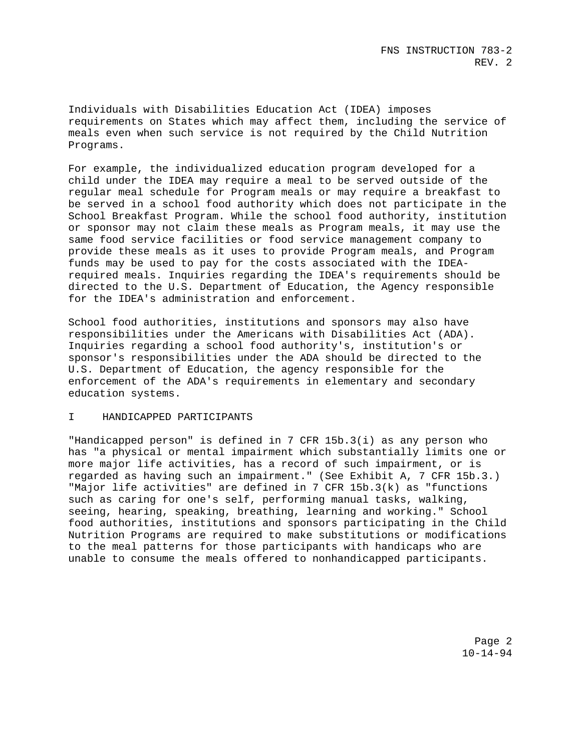Individuals with Disabilities Education Act (IDEA) imposes requirements on States which may affect them, including the service of meals even when such service is not required by the Child Nutrition Programs.

For example, the individualized education program developed for a child under the IDEA may require a meal to be served outside of the regular meal schedule for Program meals or may require a breakfast to be served in a school food authority which does not participate in the School Breakfast Program. While the school food authority, institution or sponsor may not claim these meals as Program meals, it may use the same food service facilities or food service management company to provide these meals as it uses to provide Program meals, and Program funds may be used to pay for the costs associated with the IDEA-required meals. Inquiries regarding the IDEA's requirements should be directed to the U.S. Department of Education, the Agency responsible for the IDEA's administration and enforcement.

School food authorities, institutions and sponsors may also have responsibilities under the Americans with Disabilities Act (ADA). Inquiries regarding a school food authority's, institution's or sponsor's responsibilities under the ADA should be directed to the U.S. Department of Education, the agency responsible for the enforcement of the ADA's requirements in elementary and secondary education systems.

## I HANDICAPPED PARTICIPANTS

"Handicapped person" is defined in 7 CFR 15b.3(i) as any person who has "a physical or mental impairment which substantially limits one or more major life activities, has a record of such impairment, or is regarded as having such an impairment." (See Exhibit A, 7 CFR 15b.3.) "Major life activities" are defined in 7 CFR 15b.3(k) as "functions such as caring for one's self, performing manual tasks, walking, seeing, hearing, speaking, breathing, learning and working." School food authorities, institutions and sponsors participating in the Child Nutrition Programs are required to make substitutions or modifications to the meal patterns for those participants with handicaps who are unable to consume the meals offered to nonhandicapped participants.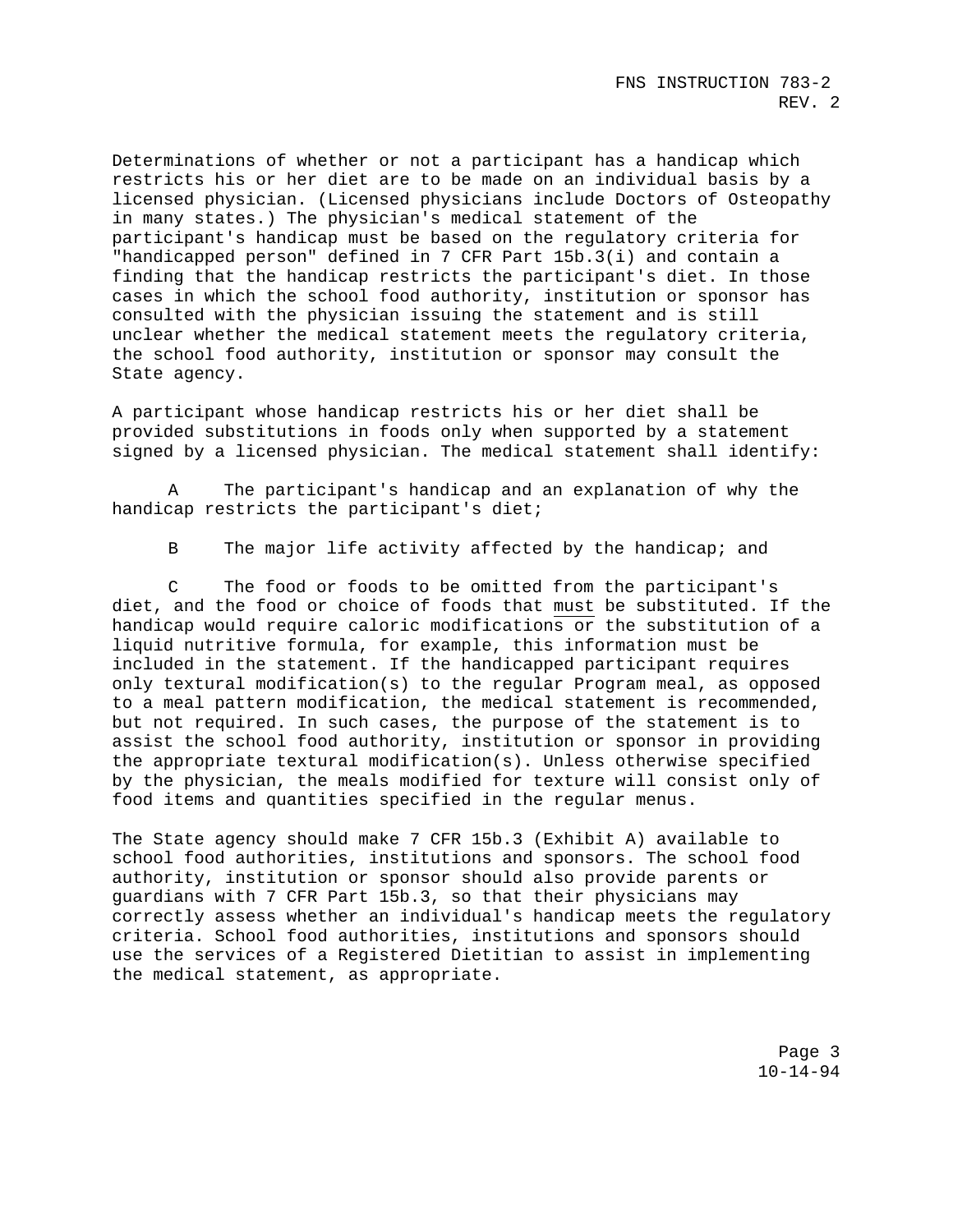Determinations of whether or not a participant has a handicap which restricts his or her diet are to be made on an individual basis by a licensed physician. (Licensed physicians include Doctors of Osteopathy in many states.) The physician's medical statement of the participant's handicap must be based on the regulatory criteria for "handicapped person" defined in 7 CFR Part 15b.3(i) and contain a finding that the handicap restricts the participant's diet. In those cases in which the school food authority, institution or sponsor has consulted with the physician issuing the statement and is still unclear whether the medical statement meets the regulatory criteria, the school food authority, institution or sponsor may consult the State agency.

A participant whose handicap restricts his or her diet shall be provided substitutions in foods only when supported by a statement signed by a licensed physician. The medical statement shall identify:

A The participant's handicap and an explanation of why the handicap restricts the participant's diet;

B The major life activity affected by the handicap; and

C The food or foods to be omitted from the participant's diet, and the food or choice of foods that <u>must</u> be substituted. If the handicap would require caloric modifications or the substitution of a liquid nutritive formula, for example, this information must be included in the statement. If the handicapped participant requires only textural modification(s) to the regular Program meal, as opposed to a meal pattern modification, the medical statement is recommended, but not required. In such cases, the purpose of the statement is to assist the school food authority, institution or sponsor in providing the appropriate textural modification(s). Unless otherwise specified by the physician, the meals modified for texture will consist only of food items and quantities specified in the regular menus.

The State agency should make 7 CFR 15b.3 (Exhibit A) available to school food authorities, institutions and sponsors. The school food authority, institution or sponsor should also provide parents or guardians with 7 CFR Part 15b.3, so that their physicians may correctly assess whether an individual's handicap meets the regulatory criteria. School food authorities, institutions and sponsors should use the services of a Registered Dietitian to assist in implementing the medical statement, as appropriate.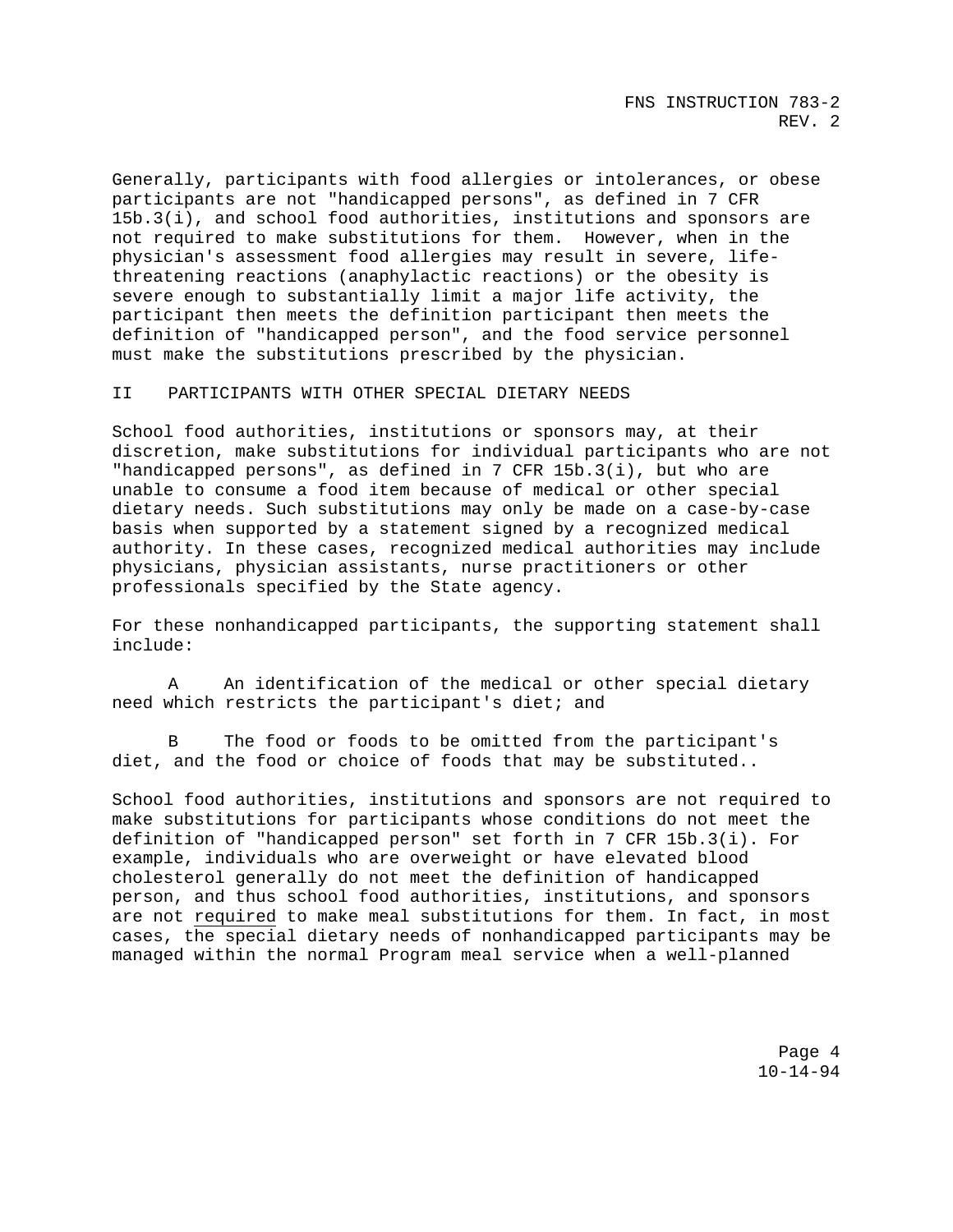Generally, participants with food allergies or intolerances, or obese participants are not "handicapped persons", as defined in 7 CFR 15b.3(i), and school food authorities, institutions and sponsors are not required to make substitutions for them. However, when in the physician's assessment food allergies may result in severe, life-threatening reactions (anaphylactic reactions) or the obesity is severe enough to substantially limit a major life activity, the participant then meets the definition participant then meets the definition of "handicapped person", and the food service personnel must make the substitutions prescribed by the physician.

## II PARTICIPANTS WITH OTHER SPECIAL DIETARY NEEDS

School food authorities, institutions or sponsors may, at their discretion, make substitutions for individual participants who are not "handicapped persons", as defined in 7 CFR 15b.3(i), but who are unable to consume a food item because of medical or other special dietary needs. Such substitutions may only be made on a case-by-case basis when supported by a statement signed by a recognized medical authority. In these cases, recognized medical authorities may include physicians, physician assistants, nurse practitioners or other professionals specified by the State agency.

For these nonhandicapped participants, the supporting statement shall include:

A An identification of the medical or other special dietary need which restricts the participant's diet; and

B The food or foods to be omitted from the participant's diet, and the food or choice of foods that may be substituted..

School food authorities, institutions and sponsors are not required to make substitutions for participants whose conditions do not meet the definition of "handicapped person" set forth in 7 CFR 15b.3(i). For example, individuals who are overweight or have elevated blood cholesterol generally do not meet the definition of handicapped person, and thus school food authorities, institutions, and sponsors are not <u>required</u> to make meal substitutions for them. In fact, in most cases, the special dietary needs of nonhandicapped participants may be managed within the normal Program meal service when a well-planned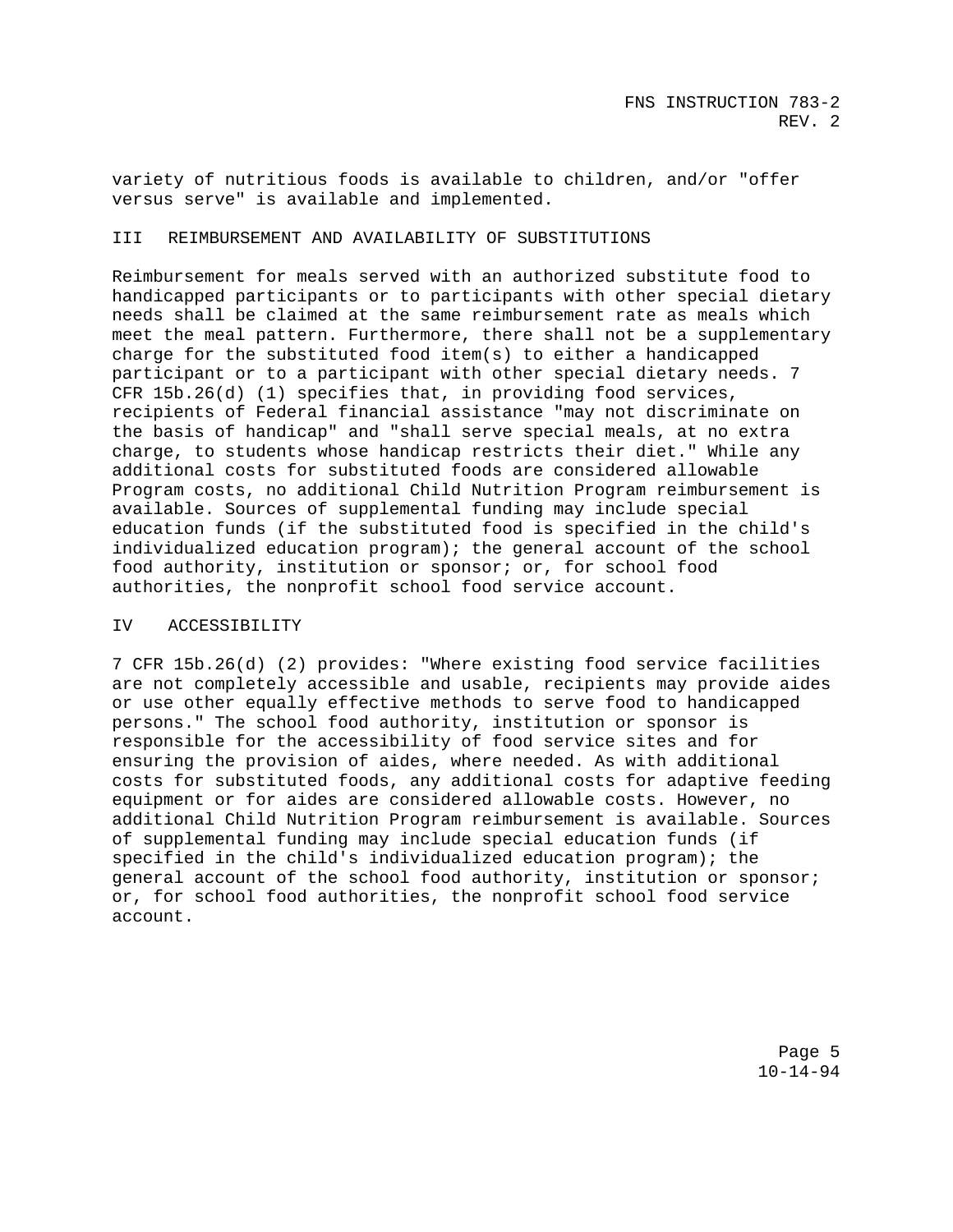variety of nutritious foods is available to children, and/or "offer versus serve" is available and implemented.

## III REIMBURSEMENT AND AVAILABILITY OF SUBSTITUTIONS

Reimbursement for meals served with an authorized substitute food to handicapped participants or to participants with other special dietary needs shall be claimed at the same reimbursement rate as meals which meet the meal pattern. Furthermore, there shall not be a supplementary charge for the substituted food item(s) to either a handicapped participant or to a participant with other special dietary needs. 7 CFR 15b.26(d) (1) specifies that, in providing food services, recipients of Federal financial assistance "may not discriminate on the basis of handicap" and "shall serve special meals, at no extra charge, to students whose handicap restricts their diet." While any additional costs for substituted foods are considered allowable Program costs, no additional Child Nutrition Program reimbursement is available. Sources of supplemental funding may include special education funds (if the substituted food is specified in the child's individualized education program); the general account of the school food authority, institution or sponsor; or, for school food authorities, the nonprofit school food service account.

## IV ACCESSIBILITY

7 CFR 15b.26(d) (2) provides: "Where existing food service facilities are not completely accessible and usable, recipients may provide aides or use other equally effective methods to serve food to handicapped persons." The school food authority, institution or sponsor is responsible for the accessibility of food service sites and for ensuring the provision of aides, where needed. As with additional costs for substituted foods, any additional costs for adaptive feeding equipment or for aides are considered allowable costs. However, no additional Child Nutrition Program reimbursement is available. Sources of supplemental funding may include special education funds (if specified in the child's individualized education program); the general account of the school food authority, institution or sponsor; or, for school food authorities, the nonprofit school food service account.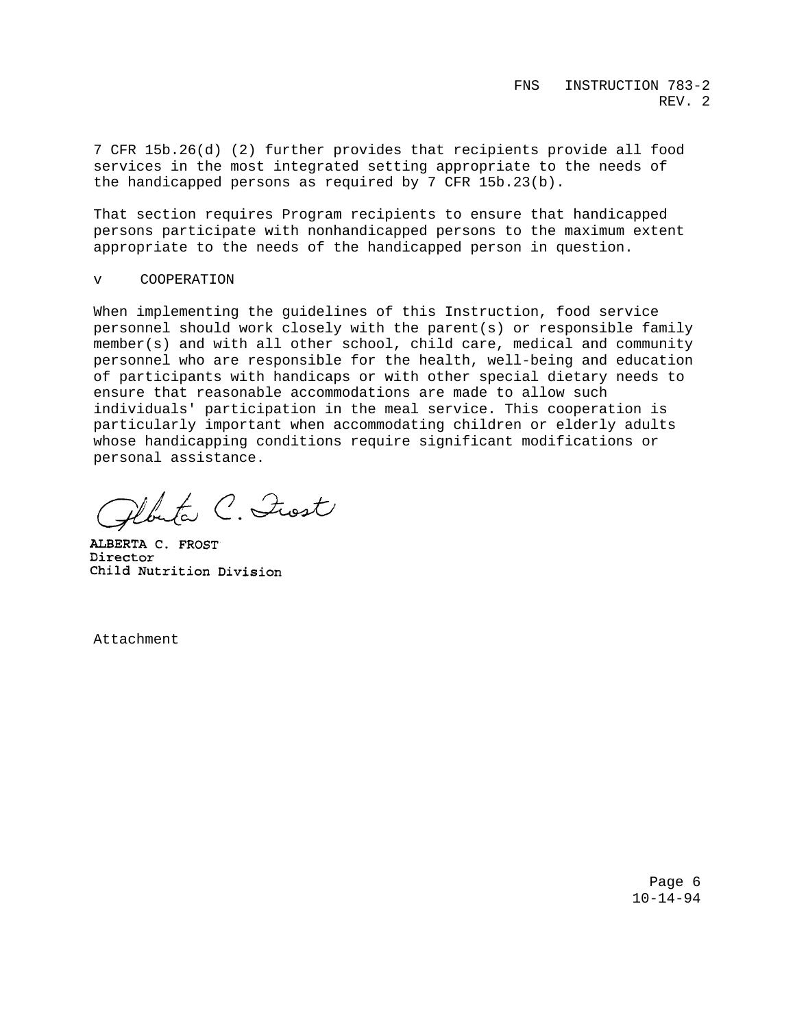7 CFR 15b.26(d) (2) further provides that recipients provide all food services in the most integrated setting appropriate to the needs of the handicapped persons as required by 7 CFR 15b.23(b).

That section requires Program recipients to ensure that handicapped persons participate with nonhandicapped persons to the maximum extent appropriate to the needs of the handicapped person in question.

## V COOPERATION

When implementing the guidelines of this Instruction, food service personnel should work closely with the parent(s) or responsible family member(s) and with all other school, child care, medical and community personnel who are responsible for the health, well-being and education of participants with handicaps or with other special dietary needs to ensure that reasonable accommodations are made to allow such individuals' participation in the meal service. This cooperation is particularly important when accommodating children or elderly adults whose handicapping conditions require significant modifications or personal assistance.

Alberta C. Frost

**ALBERTA C. FROST**
**Director**
**Child Nutrition Division**

Attachment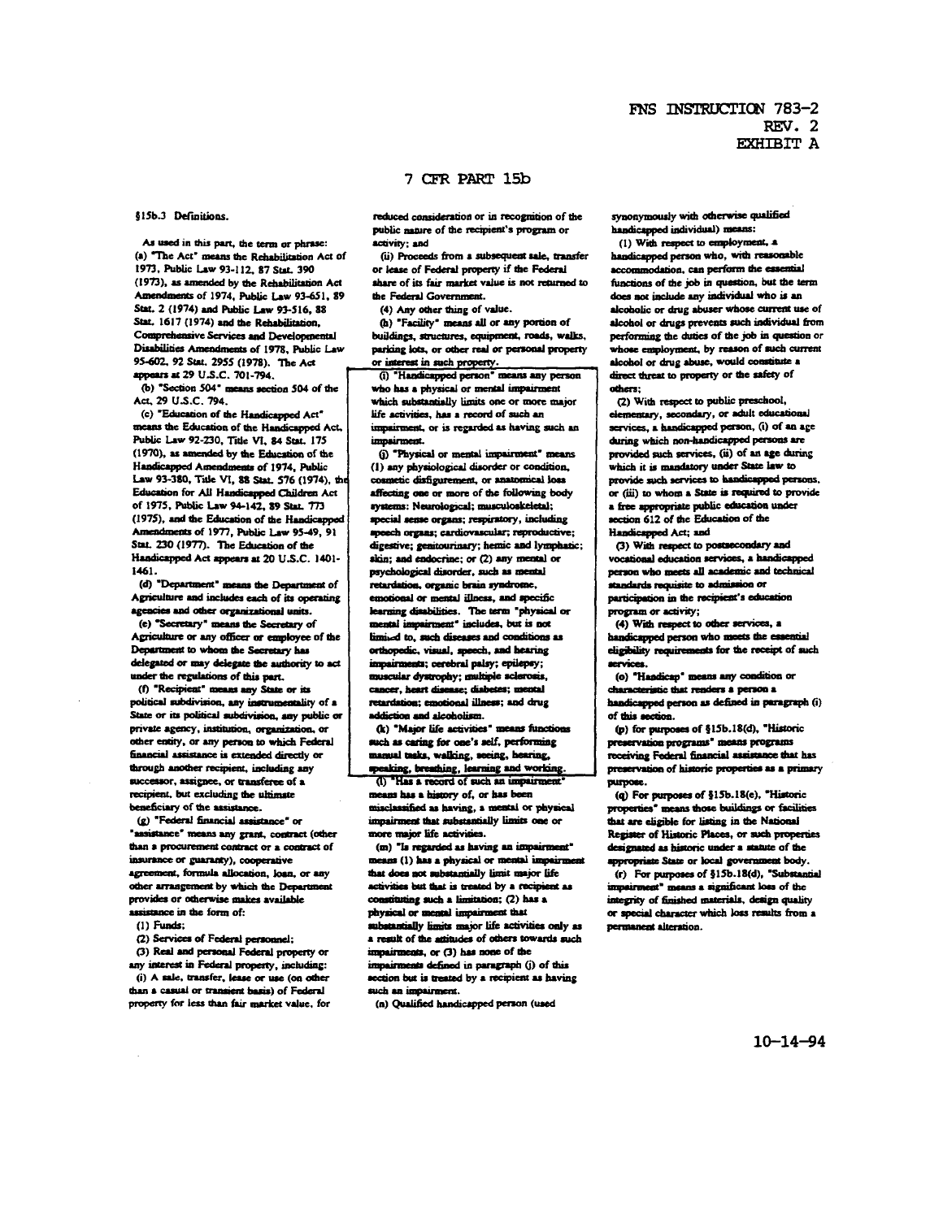# 7 CFR PART 15b

§15b.3 Definitions.

As used in this part, the term or phrase:

(a) "The Act" means the Rehabilitation Act of 1973, Public Law 93-112, 87 Stat. 390 (1973), as amended by the Rehabilitation Act Amendments of 1974, Public Law 93-651, 89 Stat. 2 (1974) and Public Law 93-516, 88 Stat. 1617 (1974) and the Rehabilitation, Comprehensive Services and Developmental Disabilities Amendments of 1978, Public Law 95-602, 92 Stat. 2955 (1978). The Act appears at 29 U.S.C. 701-794.

(b) "Section 504" means section 504 of the Act, 29 U.S.C. 794.

(c) "Education of the Handicapped Act" means the Education of the Handicapped Act, Public Law 92-230, Title VI, 84 Stat. 175 (1970), as amended by the Education of the Handicapped Amendments of 1974, Public Law 93-380, Title VI, 88 Stat. 576 (1974), the Education for All Handicapped Children Act of 1975, Public Law 94-142, 89 Stat. 773 (1975), and the Education of the Handicapped Amendments of 1977, Public Law 95-49, 91 Stat. 230 (1977). The Education of the Handicapped Act appears at 20 U.S.C. 1401-1461.

(d) "Department" means the Department of Agriculture and includes each of its operating agencies and other organizational units.

(e) "Secretary" means the Secretary of Agriculture or any officer or employee of the Department to whom the Secretary has delegated or may delegate the authority to act under the regulations of this part.

(f) "Recipient" means any State or its political subdivision, any instrumentality of a State or its political subdivision, any public or private agency, institution, organization, or other entity, or any person to which Federal financial assistance is extended directly or through another recipient, including any successor, assignee, or transferee of a recipient, but excluding the ultimate beneficiary of the assistance.

(g) "Federal financial assistance" or "assistance" means any grant, contract (other than a procurement contract or a contract of insurance or guaranty), cooperative agreement, formula allocation, loan, or any other arrangement by which the Department provides or otherwise makes available assistance in the form of:

(1) Funds;

(2) Services of Federal personnel;

(3) Real and personal Federal property or any interest in Federal property, including:

(i) A sale, transfer, lease or use (on other than a casual or transient basis) of Federal property for less than fair market value, for reduced consideration or in recognition of the public nature of the recipient's program or activity; and

(ii) Proceeds from a subsequent sale, transfer or lease of Federal property if the Federal share of its fair market value is not returned to the Federal Government.

(4) Any other thing of value.

(h) "Facility" means all or any portion of buildings, structures, equipment, roads, walks, parking lots, or other real or personal property or interest in such property.

(i) "Handicapped person" means any person who has a physical or mental impairment which substantially limits one or more major life activities, has a record of such an impairment, or is regarded as having such an impairment.

(j) "Physical or mental impairment" means (1) any physiological disorder or condition, cosmetic disfigurement, or anatomical loss affecting one or more of the following body systems: Neurological; musculoskeletal; special sense organs; respiratory, including speech organs; cardiovascular; reproductive; digestive; genitourinary; hemic and lymphatic; skin; and endocrine; or (2) any mental or psychological disorder, such as mental retardation, organic brain syndrome, emotional or mental illness, and specific learning disabilities. The term "physical or mental impairment" includes, but is not limited to, such diseases and conditions as orthopedic, visual, speech, and hearing impairments; cerebral palsy; epilepsy; muscular dystrophy; multiple sclerosis, cancer, heart disease; diabetes; mental retardation; emotional illness; and drug addiction and alcoholism.

(k) "Major life activities" means functions such as caring for one's self, performing manual tasks, walking, seeing, hearing, speaking, breathing, learning and working.

(l) "Has a record of such an impairment" means has a history of, or has been misclassified as having, a mental or physical impairment that substantially limits one or more major life activities.

(m) "Is regarded as having an impairment" means (1) has a physical or mental impairment that does not substantially limit major life activities but that is treated by a recipient as constituting such a limitation; (2) has a physical or mental impairment that substantially limits major life activities only as a result of the attitudes of others towards such impairments, or (3) has none of the impairments defined in paragraph (j) of this section but is treated by a recipient as having such an impairment.

(n) Qualified handicapped person (used synonymously with otherwise qualified handicapped individual) means:

(1) With respect to employment, a handicapped person who, with reasonable accommodation, can perform the essential functions of the job in question, but the term does not include any individual who is an alcoholic or drug abuser whose current use of alcohol or drugs prevents such individual from performing the duties of the job in question or whose employment, by reason of such current alcohol or drug abuse, would constitute a direct threat to property or the safety of others;

(2) With respect to public preschool, elementary, secondary, or adult educational services, a handicapped person, (i) of an age during which non-handicapped persons are provided such services, (ii) of an age during which it is mandatory under State law to provide such services to handicapped persons, or (iii) to whom a State is required to provide a free appropriate public education under section 612 of the Education of the Handicapped Act; and

(3) With respect to postsecondary and vocational education services, a handicapped person who meets all academic and technical standards requisite to admission or participation in the recipient's education program or activity;

(4) With respect to other services, a handicapped person who meets the essential eligibility requirements for the receipt of such services.

(o) "Handicap" means any condition or characteristic that renders a person a handicapped person as defined in paragraph (i) of this section.

(p) for purposes of §15b.18(d), "Historic preservation programs" means programs receiving Federal financial assistance that has preservation of historic properties as a primary purpose.

(q) For purposes of §15b.18(e), "Historic properties" means those buildings or facilities that are eligible for listing in the National Register of Historic Places, or such properties designated as historic under a statute of the appropriate State or local government body.

(r) For purposes of §15b.18(d), "Substantial impairment" means a significant loss of the integrity of finished materials, design quality or special character which loss results from a permanent alteration.